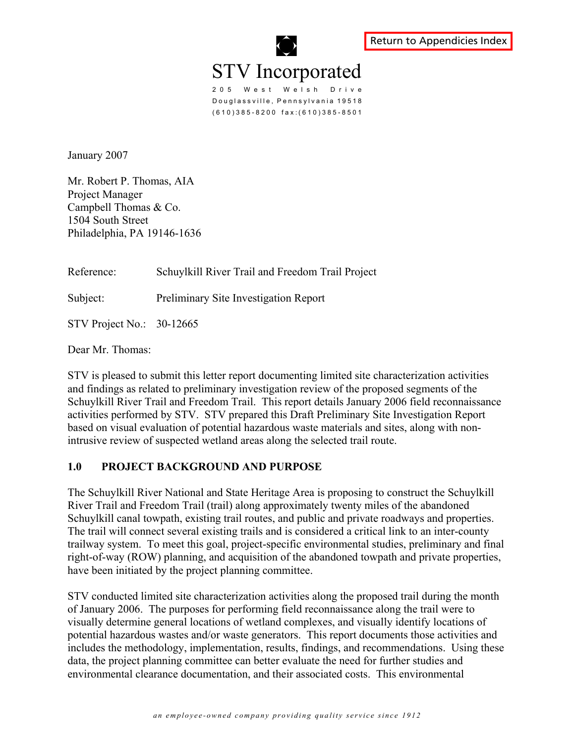Return to Appendicies Index

# STV Incorporated

205 West Welsh Drive
Douglassville, Pennsylvania 19518
(610)385-8200 fax:(610)385-8501

January 2007

Mr. Robert P. Thomas, AIA
Project Manager
Campbell Thomas & Co.
1504 South Street
Philadelphia, PA 19146-1636

Reference: Schuylkill River Trail and Freedom Trail Project

Subject: Preliminary Site Investigation Report

STV Project No.: 30-12665

Dear Mr. Thomas:

STV is pleased to submit this letter report documenting limited site characterization activities and findings as related to preliminary investigation review of the proposed segments of the Schuylkill River Trail and Freedom Trail. This report details January 2006 field reconnaissance activities performed by STV. STV prepared this Draft Preliminary Site Investigation Report based on visual evaluation of potential hazardous waste materials and sites, along with non-intrusive review of suspected wetland areas along the selected trail route.

## 1.0 PROJECT BACKGROUND AND PURPOSE

The Schuylkill River National and State Heritage Area is proposing to construct the Schuylkill River Trail and Freedom Trail (trail) along approximately twenty miles of the abandoned Schuylkill canal towpath, existing trail routes, and public and private roadways and properties. The trail will connect several existing trails and is considered a critical link to an inter-county trailway system. To meet this goal, project-specific environmental studies, preliminary and final right-of-way (ROW) planning, and acquisition of the abandoned towpath and private properties, have been initiated by the project planning committee.

STV conducted limited site characterization activities along the proposed trail during the month of January 2006. The purposes for performing field reconnaissance along the trail were to visually determine general locations of wetland complexes, and visually identify locations of potential hazardous wastes and/or waste generators. This report documents those activities and includes the methodology, implementation, results, findings, and recommendations. Using these data, the project planning committee can better evaluate the need for further studies and environmental clearance documentation, and their associated costs. This environmental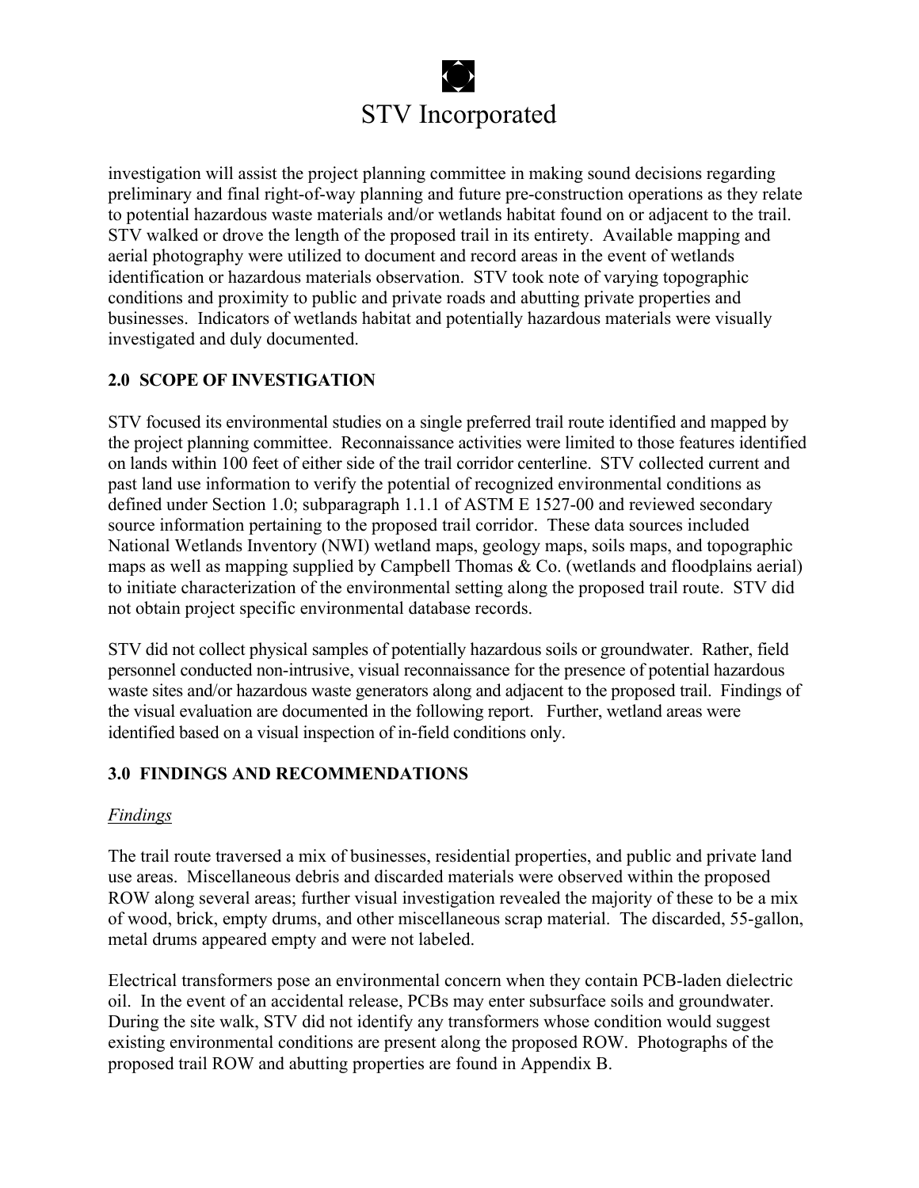investigation will assist the project planning committee in making sound decisions regarding preliminary and final right-of-way planning and future pre-construction operations as they relate to potential hazardous waste materials and/or wetlands habitat found on or adjacent to the trail. STV walked or drove the length of the proposed trail in its entirety. Available mapping and aerial photography were utilized to document and record areas in the event of wetlands identification or hazardous materials observation. STV took note of varying topographic conditions and proximity to public and private roads and abutting private properties and businesses. Indicators of wetlands habitat and potentially hazardous materials were visually investigated and duly documented.

## 2.0 SCOPE OF INVESTIGATION

STV focused its environmental studies on a single preferred trail route identified and mapped by the project planning committee. Reconnaissance activities were limited to those features identified on lands within 100 feet of either side of the trail corridor centerline. STV collected current and past land use information to verify the potential of recognized environmental conditions as defined under Section 1.0; subparagraph 1.1.1 of ASTM E 1527-00 and reviewed secondary source information pertaining to the proposed trail corridor. These data sources included National Wetlands Inventory (NWI) wetland maps, geology maps, soils maps, and topographic maps as well as mapping supplied by Campbell Thomas & Co. (wetlands and floodplains aerial) to initiate characterization of the environmental setting along the proposed trail route. STV did not obtain project specific environmental database records.

STV did not collect physical samples of potentially hazardous soils or groundwater. Rather, field personnel conducted non-intrusive, visual reconnaissance for the presence of potential hazardous waste sites and/or hazardous waste generators along and adjacent to the proposed trail. Findings of the visual evaluation are documented in the following report. Further, wetland areas were identified based on a visual inspection of in-field conditions only.

## 3.0 FINDINGS AND RECOMMENDATIONS

*Findings*

The trail route traversed a mix of businesses, residential properties, and public and private land use areas. Miscellaneous debris and discarded materials were observed within the proposed ROW along several areas; further visual investigation revealed the majority of these to be a mix of wood, brick, empty drums, and other miscellaneous scrap material. The discarded, 55-gallon, metal drums appeared empty and were not labeled.

Electrical transformers pose an environmental concern when they contain PCB-laden dielectric oil. In the event of an accidental release, PCBs may enter subsurface soils and groundwater. During the site walk, STV did not identify any transformers whose condition would suggest existing environmental conditions are present along the proposed ROW. Photographs of the proposed trail ROW and abutting properties are found in Appendix B.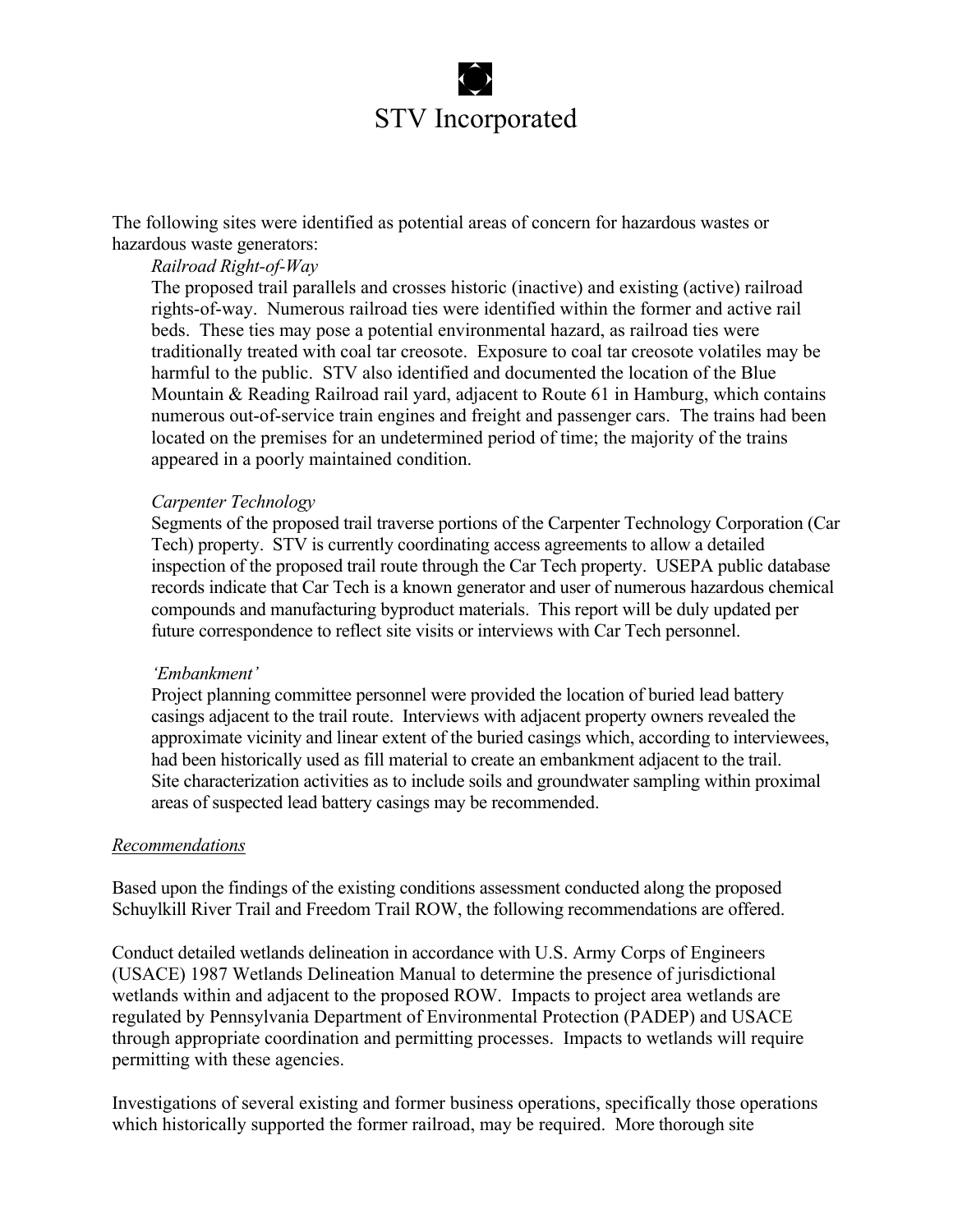The following sites were identified as potential areas of concern for hazardous wastes or hazardous waste generators:

*Railroad Right-of-Way*

The proposed trail parallels and crosses historic (inactive) and existing (active) railroad rights-of-way. Numerous railroad ties were identified within the former and active rail beds. These ties may pose a potential environmental hazard, as railroad ties were traditionally treated with coal tar creosote. Exposure to coal tar creosote volatiles may be harmful to the public. STV also identified and documented the location of the Blue Mountain & Reading Railroad rail yard, adjacent to Route 61 in Hamburg, which contains numerous out-of-service train engines and freight and passenger cars. The trains had been located on the premises for an undetermined period of time; the majority of the trains appeared in a poorly maintained condition.

*Carpenter Technology*

Segments of the proposed trail traverse portions of the Carpenter Technology Corporation (Car Tech) property. STV is currently coordinating access agreements to allow a detailed inspection of the proposed trail route through the Car Tech property. USEPA public database records indicate that Car Tech is a known generator and user of numerous hazardous chemical compounds and manufacturing byproduct materials. This report will be duly updated per future correspondence to reflect site visits or interviews with Car Tech personnel.

*'Embankment'*

Project planning committee personnel were provided the location of buried lead battery casings adjacent to the trail route. Interviews with adjacent property owners revealed the approximate vicinity and linear extent of the buried casings which, according to interviewees, had been historically used as fill material to create an embankment adjacent to the trail. Site characterization activities as to include soils and groundwater sampling within proximal areas of suspected lead battery casings may be recommended.

<u>*Recommendations*</u>

Based upon the findings of the existing conditions assessment conducted along the proposed Schuylkill River Trail and Freedom Trail ROW, the following recommendations are offered.

Conduct detailed wetlands delineation in accordance with U.S. Army Corps of Engineers (USACE) 1987 Wetlands Delineation Manual to determine the presence of jurisdictional wetlands within and adjacent to the proposed ROW. Impacts to project area wetlands are regulated by Pennsylvania Department of Environmental Protection (PADEP) and USACE through appropriate coordination and permitting processes. Impacts to wetlands will require permitting with these agencies.

Investigations of several existing and former business operations, specifically those operations which historically supported the former railroad, may be required. More thorough site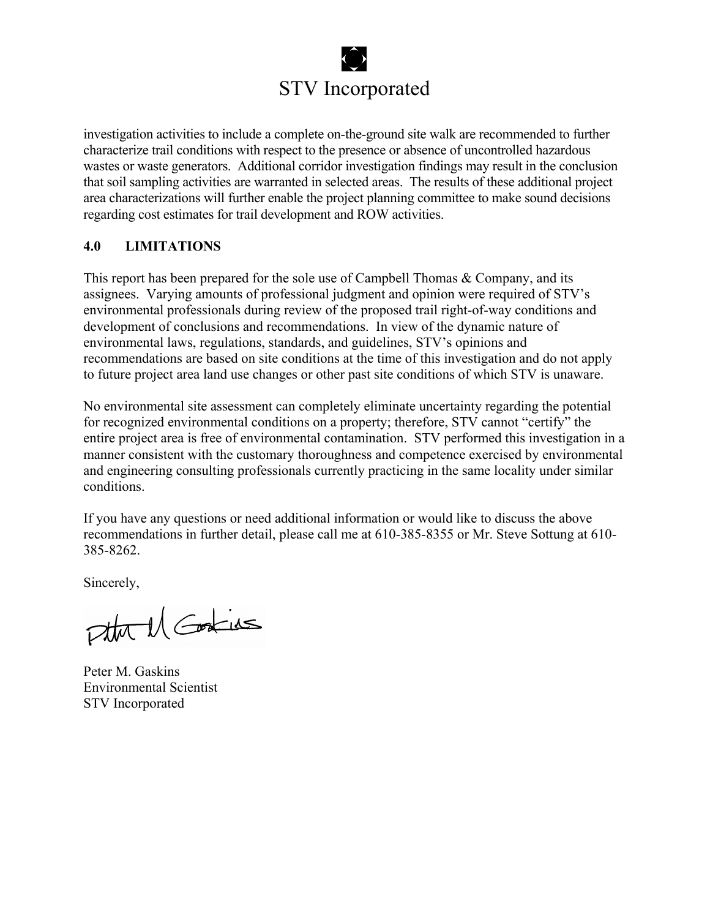investigation activities to include a complete on-the-ground site walk are recommended to further characterize trail conditions with respect to the presence or absence of uncontrolled hazardous wastes or waste generators. Additional corridor investigation findings may result in the conclusion that soil sampling activities are warranted in selected areas. The results of these additional project area characterizations will further enable the project planning committee to make sound decisions regarding cost estimates for trail development and ROW activities.

## 4.0 LIMITATIONS

This report has been prepared for the sole use of Campbell Thomas & Company, and its assignees. Varying amounts of professional judgment and opinion were required of STV's environmental professionals during review of the proposed trail right-of-way conditions and development of conclusions and recommendations. In view of the dynamic nature of environmental laws, regulations, standards, and guidelines, STV's opinions and recommendations are based on site conditions at the time of this investigation and do not apply to future project area land use changes or other past site conditions of which STV is unaware.

No environmental site assessment can completely eliminate uncertainty regarding the potential for recognized environmental conditions on a property; therefore, STV cannot "certify" the entire project area is free of environmental contamination. STV performed this investigation in a manner consistent with the customary thoroughness and competence exercised by environmental and engineering consulting professionals currently practicing in the same locality under similar conditions.

If you have any questions or need additional information or would like to discuss the above recommendations in further detail, please call me at 610-385-8355 or Mr. Steve Sottung at 610-385-8262.

Sincerely,

Peter M. Gaskins
Environmental Scientist
STV Incorporated